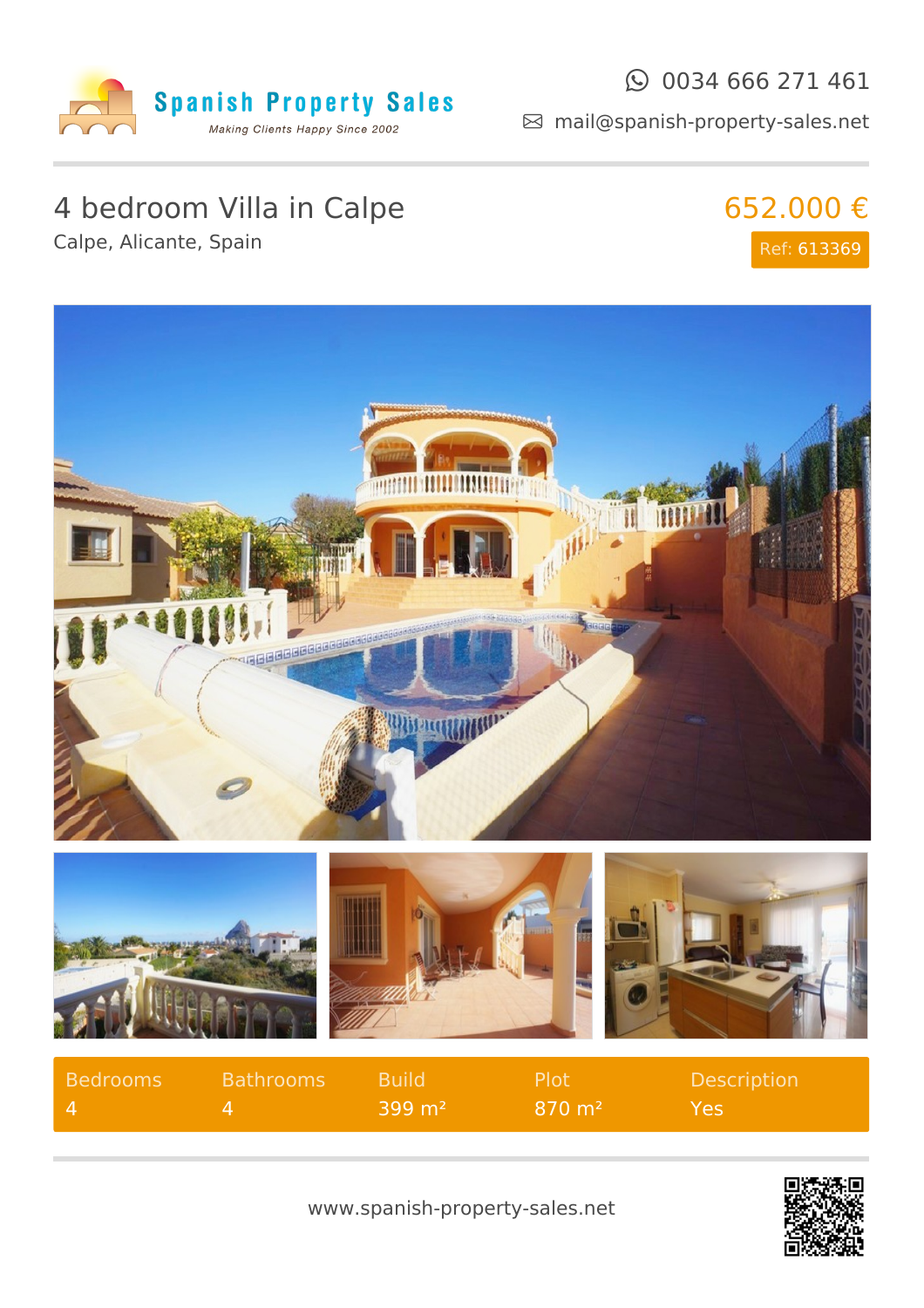Spanish Property Sales

*Making Clients Happy Since 2002*

0034 666 271 461

mail@spanish-property-sales.net

# 4 bedroom Villa in Calpe

Calpe, Alicante, Spain

**652.000 €**

Ref: 613369

| Bedrooms | Bathrooms | Build | Plot | Description |
|---|---|---|---|---|
| 4 | 4 | 399 m² | 870 m² | Yes |

www.spanish-property-sales.net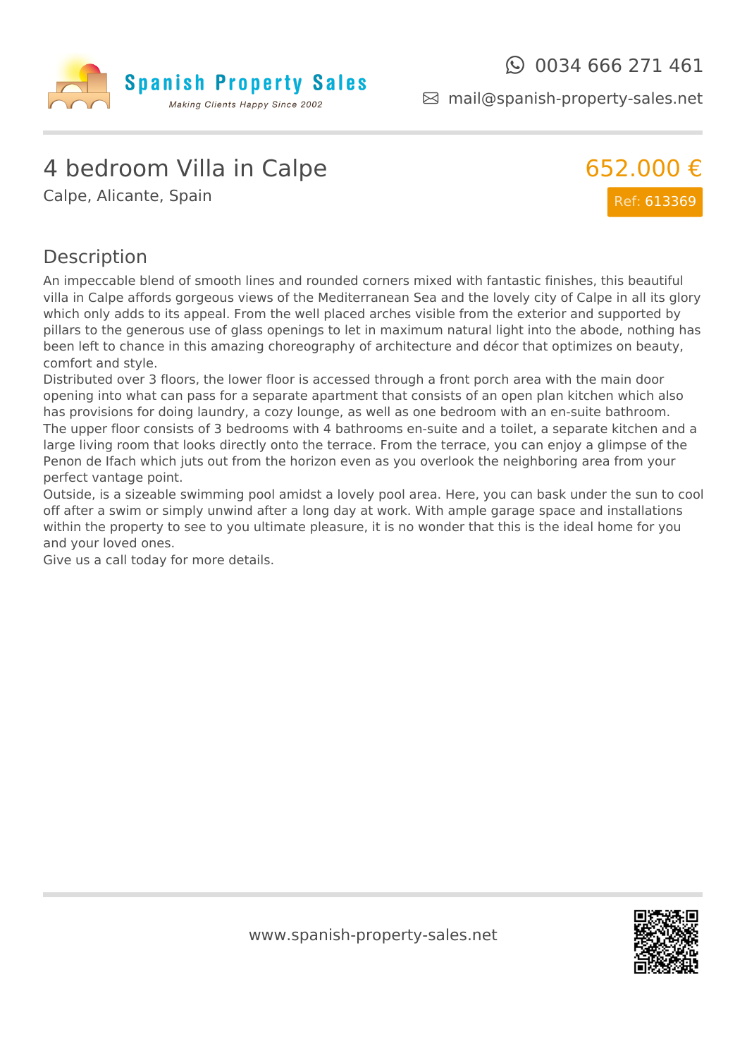# 4 bedroom Villa in Calpe

Calpe, Alicante, Spain

652.000 €

Ref: 613369

## Description

An impeccable blend of smooth lines and rounded corners mixed with fantastic finishes, this beautiful villa in Calpe affords gorgeous views of the Mediterranean Sea and the lovely city of Calpe in all its glory which only adds to its appeal. From the well placed arches visible from the exterior and supported by pillars to the generous use of glass openings to let in maximum natural light into the abode, nothing has been left to chance in this amazing choreography of architecture and décor that optimizes on beauty, comfort and style.
Distributed over 3 floors, the lower floor is accessed through a front porch area with the main door opening into what can pass for a separate apartment that consists of an open plan kitchen which also has provisions for doing laundry, a cozy lounge, as well as one bedroom with an en-suite bathroom.
The upper floor consists of 3 bedrooms with 4 bathrooms en-suite and a toilet, a separate kitchen and a large living room that looks directly onto the terrace. From the terrace, you can enjoy a glimpse of the Penon de Ifach which juts out from the horizon even as you overlook the neighboring area from your perfect vantage point.
Outside, is a sizeable swimming pool amidst a lovely pool area. Here, you can bask under the sun to cool off after a swim or simply unwind after a long day at work. With ample garage space and installations within the property to see to you ultimate pleasure, it is no wonder that this is the ideal home for you and your loved ones.
Give us a call today for more details.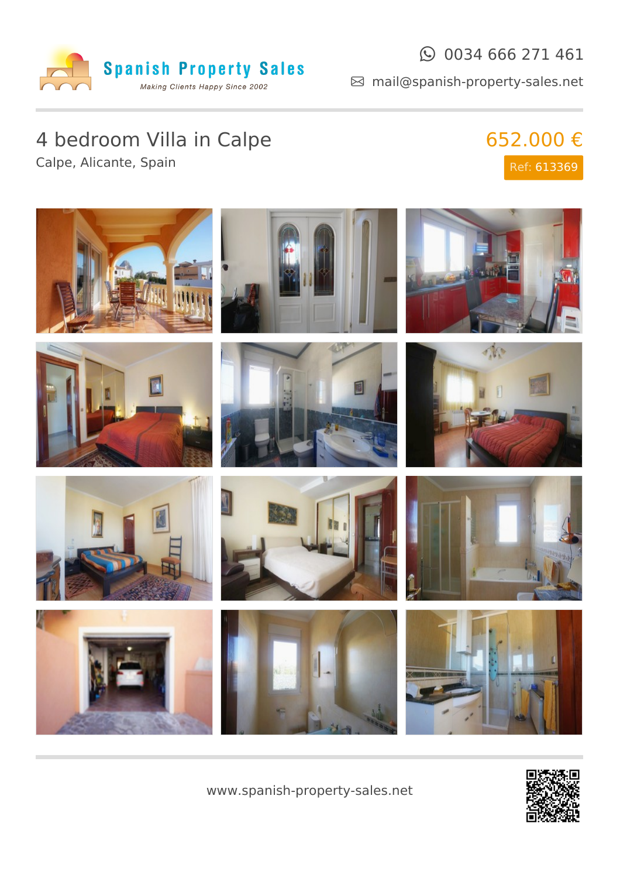Spanish Property Sales

*Making Clients Happy Since 2002*

0034 666 271 461

mail@spanish-property-sales.net

# 4 bedroom Villa in Calpe

Calpe, Alicante, Spain

652.000 €

Ref: 613369

www.spanish-property-sales.net